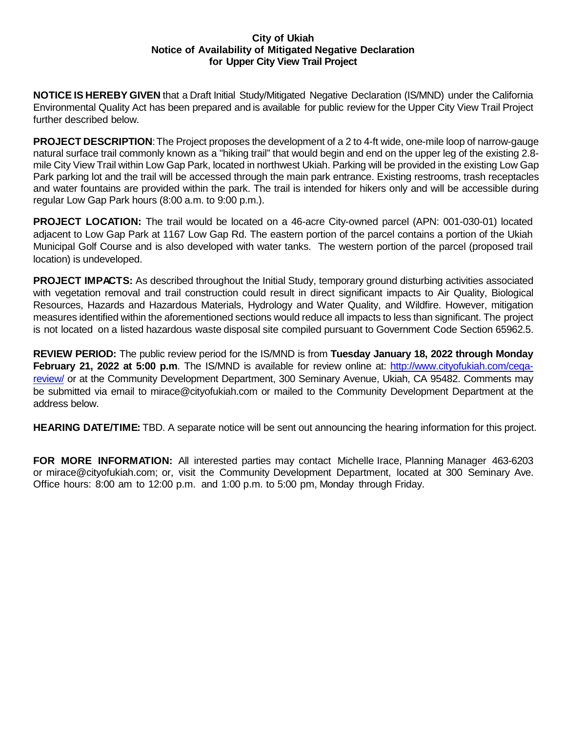**City of Ukiah**
**Notice of Availability of Mitigated Negative Declaration**
**for Upper City View Trail Project**

**NOTICE IS HEREBY GIVEN** that a Draft Initial Study/Mitigated Negative Declaration (IS/MND) under the California Environmental Quality Act has been prepared and is available for public review for the Upper City View Trail Project further described below.

**PROJECT DESCRIPTION**: The Project proposes the development of a 2 to 4-ft wide, one-mile loop of narrow-gauge natural surface trail commonly known as a "hiking trail" that would begin and end on the upper leg of the existing 2.8-mile City View Trail within Low Gap Park, located in northwest Ukiah. Parking will be provided in the existing Low Gap Park parking lot and the trail will be accessed through the main park entrance. Existing restrooms, trash receptacles and water fountains are provided within the park. The trail is intended for hikers only and will be accessible during regular Low Gap Park hours (8:00 a.m. to 9:00 p.m.).

**PROJECT LOCATION:** The trail would be located on a 46-acre City-owned parcel (APN: 001-030-01) located adjacent to Low Gap Park at 1167 Low Gap Rd. The eastern portion of the parcel contains a portion of the Ukiah Municipal Golf Course and is also developed with water tanks. The western portion of the parcel (proposed trail location) is undeveloped.

**PROJECT IMPACTS:** As described throughout the Initial Study, temporary ground disturbing activities associated with vegetation removal and trail construction could result in direct significant impacts to Air Quality, Biological Resources, Hazards and Hazardous Materials, Hydrology and Water Quality, and Wildfire. However, mitigation measures identified within the aforementioned sections would reduce all impacts to less than significant. The project is not located on a listed hazardous waste disposal site compiled pursuant to Government Code Section 65962.5.

**REVIEW PERIOD:** The public review period for the IS/MND is from **Tuesday January 18, 2022 through Monday February 21, 2022 at 5:00 p.m**. The IS/MND is available for review online at: [http://www.cityofukiah.com/ceqa-review/](http://www.cityofukiah.com/ceqa-review/) or at the Community Development Department, 300 Seminary Avenue, Ukiah, CA 95482. Comments may be submitted via email to mirace@cityofukiah.com or mailed to the Community Development Department at the address below.

**HEARING DATE/TIME:** TBD. A separate notice will be sent out announcing the hearing information for this project.

**FOR MORE INFORMATION:** All interested parties may contact Michelle Irace, Planning Manager 463-6203 or mirace@cityofukiah.com; or, visit the Community Development Department, located at 300 Seminary Ave. Office hours: 8:00 am to 12:00 p.m. and 1:00 p.m. to 5:00 pm, Monday through Friday.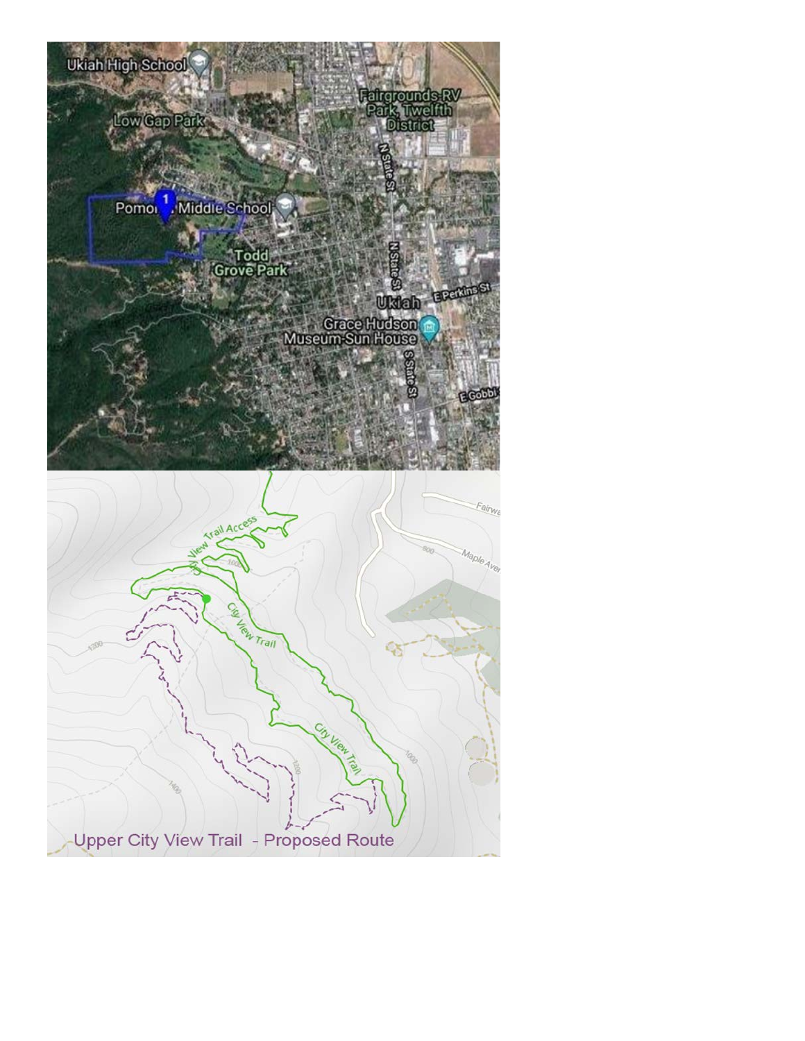Ukiah High School

Low Gap Park

Fairgrounds RV Park, Twelfth District

N State St

Pomona Middle School

Todd Grove Park

Ukiah

E Perkins St

Grace Hudson Museum-Sun House

S State St

E Gobbi St

City View Trail Access

City View Trail

City View Trail

Fairway

Maple Ave

800

1000

1200

1400

Upper City View Trail - Proposed Route